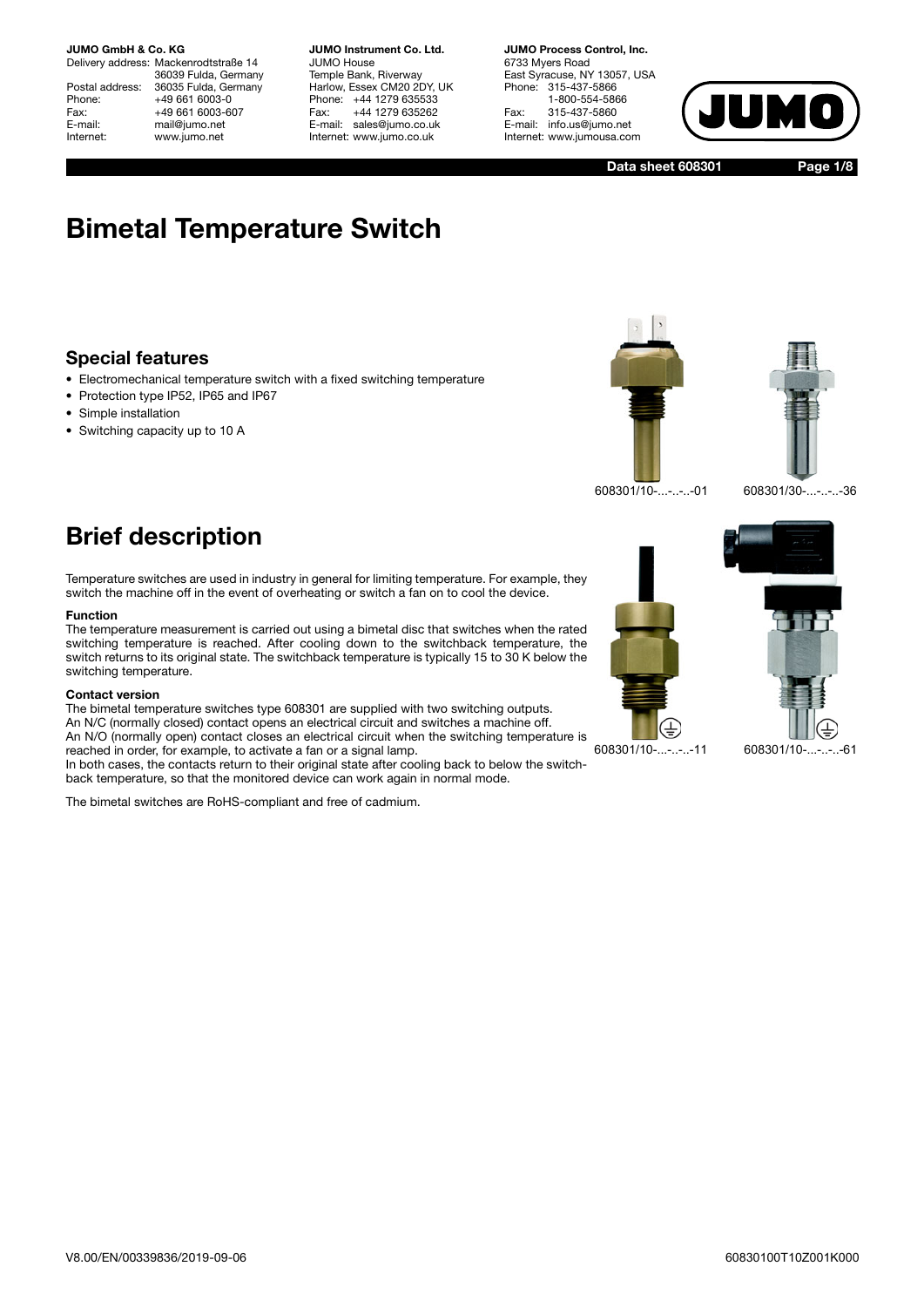# Bimetal Temperature Switch

## Special features

- Electromechanical temperature switch with a fixed switching temperature
- Protection type IP52, IP65 and IP67
- Simple installation
- Switching capacity up to 10 A

608301/10-...-..-..-01 608301/30-...-..-..-36

608301/10-...-..-..-11 608301/10-...-..-..-61

# Brief description

Temperature switches are used in industry in general for limiting temperature. For example, they switch the machine off in the event of overheating or switch a fan on to cool the device.

**Function**

The temperature measurement is carried out using a bimetal disc that switches when the rated switching temperature is reached. After cooling down to the switchback temperature, the switch returns to its original state. The switchback temperature is typically 15 to 30 K below the switching temperature.

**Contact version**

The bimetal temperature switches type 608301 are supplied with two switching outputs.
An N/C (normally closed) contact opens an electrical circuit and switches a machine off.
An N/O (normally open) contact closes an electrical circuit when the switching temperature is reached in order, for example, to activate a fan or a signal lamp.
In both cases, the contacts return to their original state after cooling back to below the switchback temperature, so that the monitored device can work again in normal mode.

The bimetal switches are RoHS-compliant and free of cadmium.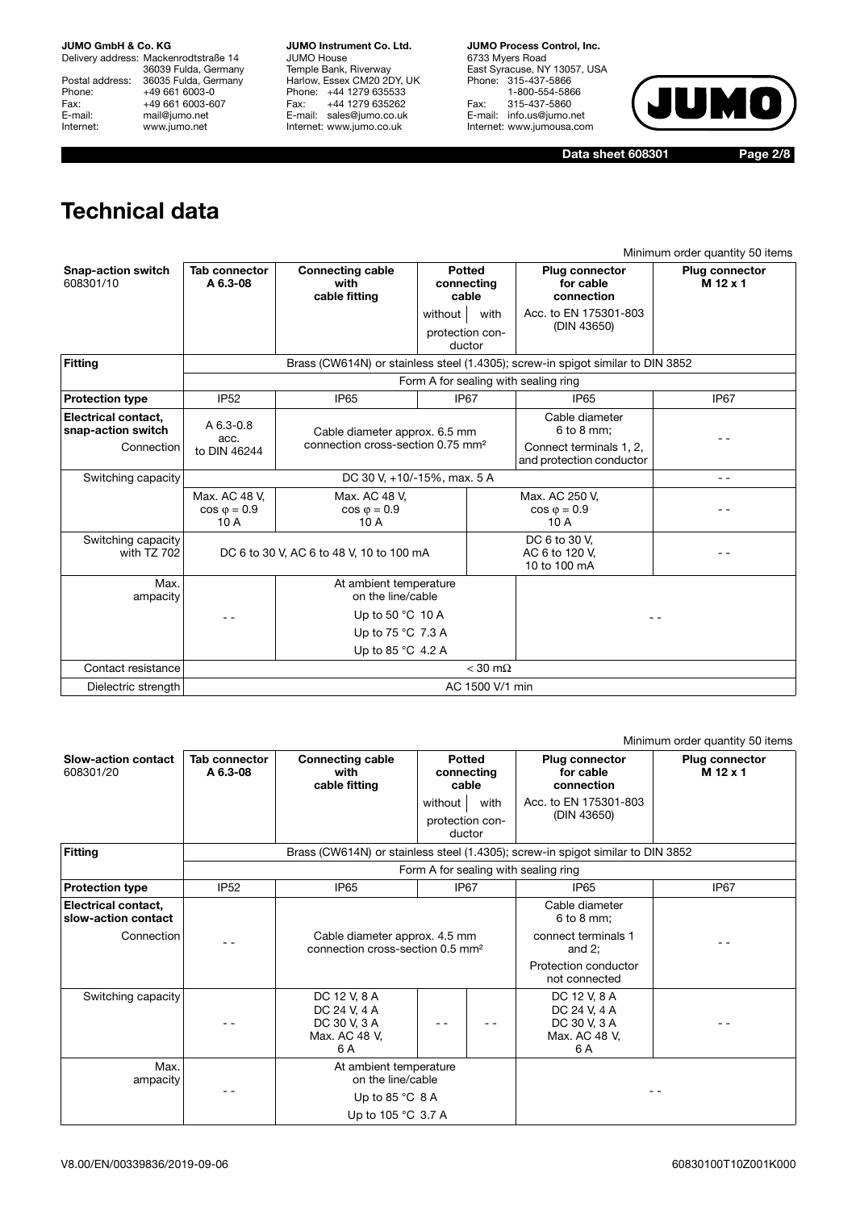# Technical data

Minimum order quantity 50 items

| Snap-action switch 608301/10 | Tab connector A 6.3-08 | Connecting cable with cable fitting | Potted connecting cable without protection conductor | Potted connecting cable with protection conductor | Plug connector for cable connection Acc. to EN 175301-803 (DIN 43650) | Plug connector M 12 x 1 |
|---|---|---|---|---|---|---|
| **Fitting** | Brass (CW614N) or stainless steel (1.4305); screw-in spigot similar to DIN 3852 | | | | | |
| | Form A for sealing with sealing ring | | | | | |
| **Protection type** | IP52 | IP65 | IP67 | | IP65 | IP67 |
| **Electrical contact, snap-action switch** Connection | A 6.3-0.8 acc. to DIN 46244 | Cable diameter approx. 6.5 mm connection cross-section 0.75 mm² | | | Cable diameter 6 to 8 mm; Connect terminals 1, 2, and protection conductor | - - |
| Switching capacity | DC 30 V, +10/-15%, max. 5 A | | | | | - - |
| | Max. AC 48 V, cos φ = 0.9 10 A | Max. AC 48 V, cos φ = 0.9 10 A | | Max. AC 250 V, cos φ = 0.9 10 A | | - - |
| Switching capacity with TZ 702 | DC 6 to 30 V, AC 6 to 48 V, 10 to 100 mA | | | DC 6 to 30 V, AC 6 to 120 V, 10 to 100 mA | | - - |
| Max. ampacity | - - | At ambient temperature on the line/cable Up to 50 °C 10 A Up to 75 °C 7.3 A Up to 85 °C 4.2 A | | - - | | |
| Contact resistance | < 30 mΩ | | | | | |
| Dielectric strength | AC 1500 V/1 min | | | | | |

Minimum order quantity 50 items

| Slow-action contact 608301/20 | Tab connector A 6.3-08 | Connecting cable with cable fitting | Potted connecting cable without protection conductor | Potted connecting cable with protection conductor | Plug connector for cable connection Acc. to EN 175301-803 (DIN 43650) | Plug connector M 12 x 1 |
|---|---|---|---|---|---|---|
| **Fitting** | Brass (CW614N) or stainless steel (1.4305); screw-in spigot similar to DIN 3852 | | | | | |
| | Form A for sealing with sealing ring | | | | | |
| **Protection type** | IP52 | IP65 | IP67 | | IP65 | IP67 |
| **Electrical contact, slow-action contact** Connection | - - | Cable diameter approx. 4.5 mm connection cross-section 0.5 mm² | | | Cable diameter 6 to 8 mm; connect terminals 1 and 2; Protection conductor not connected | - - |
| Switching capacity | - - | DC 12 V, 8 A DC 24 V, 4 A DC 30 V, 3 A Max. AC 48 V, 6 A | - - | - - | DC 12 V, 8 A DC 24 V, 4 A DC 30 V, 3 A Max. AC 48 V, 6 A | - - |
| Max. ampacity | - - | At ambient temperature on the line/cable Up to 85 °C 8 A Up to 105 °C 3.7 A | | | - - | |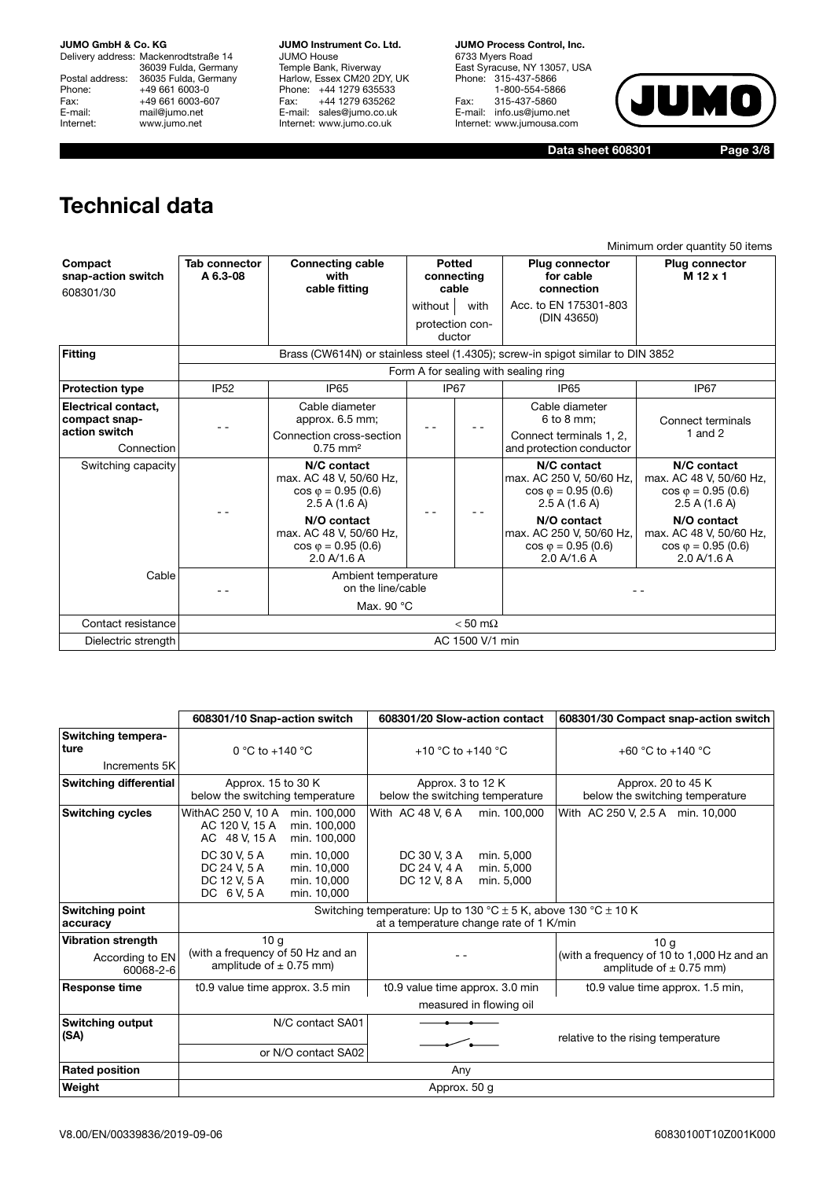# Technical data

Minimum order quantity 50 items

| Compact snap-action switch 608301/30 | Tab connector A 6.3-08 | Connecting cable with cable fitting | Potted connecting cable without protection conductor | Potted connecting cable with protection conductor | Plug connector for cable connection Acc. to EN 175301-803 (DIN 43650) | Plug connector M 12 x 1 |
|---|---|---|---|---|---|---|
| **Fitting** | Brass (CW614N) or stainless steel (1.4305); screw-in spigot similar to DIN 3852 | | | | | |
| | Form A for sealing with sealing ring | | | | | |
| **Protection type** | IP52 | IP65 | IP67 | | IP65 | IP67 |
| **Electrical contact, compact snap-action switch** Connection | - - | Cable diameter approx. 6.5 mm; Connection cross-section 0.75 mm² | - - | - - | Cable diameter 6 to 8 mm; Connect terminals 1, 2, and protection conductor | Connect terminals 1 and 2 |
| Switching capacity | - - | **N/C contact** max. AC 48 V, 50/60 Hz, cos φ = 0.95 (0.6) 2.5 A (1.6 A) **N/O contact** max. AC 48 V, 50/60 Hz, cos φ = 0.95 (0.6) 2.0 A/1.6 A | - - | - - | **N/C contact** max. AC 250 V, 50/60 Hz, cos φ = 0.95 (0.6) 2.5 A (1.6 A) **N/O contact** max. AC 250 V, 50/60 Hz, cos φ = 0.95 (0.6) 2.0 A/1.6 A | **N/C contact** max. AC 48 V, 50/60 Hz, cos φ = 0.95 (0.6) 2.5 A (1.6 A) **N/O contact** max. AC 48 V, 50/60 Hz, cos φ = 0.95 (0.6) 2.0 A/1.6 A |
| Cable | - - | Ambient temperature on the line/cable Max. 90 °C | | | - - | |
| Contact resistance | < 50 mΩ | | | | | |
| Dielectric strength | AC 1500 V/1 min | | | | | |

| | 608301/10 Snap-action switch | 608301/20 Slow-action contact | 608301/30 Compact snap-action switch |
|---|---|---|---|
| **Switching temperature** Increments 5K | 0 °C to +140 °C | +10 °C to +140 °C | +60 °C to +140 °C |
| **Switching differential** | Approx. 15 to 30 K below the switching temperature | Approx. 3 to 12 K below the switching temperature | Approx. 20 to 45 K below the switching temperature |
| **Switching cycles** | With AC 250 V, 10 A min. 100,000<br>AC 120 V, 15 A min. 100,000<br>AC 48 V, 15 A min. 100,000<br>DC 30 V, 5 A min. 10,000<br>DC 24 V, 5 A min. 10,000<br>DC 12 V, 5 A min. 10,000<br>DC 6 V, 5 A min. 10,000 | With AC 48 V, 6 A min. 100,000<br>DC 30 V, 3 A min. 5,000<br>DC 24 V, 4 A min. 5,000<br>DC 12 V, 8 A min. 5,000 | With AC 250 V, 2.5 A min. 10,000 |
| **Switching point accuracy** | Switching temperature: Up to 130 °C ± 5 K, above 130 °C ± 10 K at a temperature change rate of 1 K/min | | |
| **Vibration strength** According to EN 60068-2-6 | 10 g (with a frequency of 50 Hz and an amplitude of ± 0.75 mm) | - - | 10 g (with a frequency of 10 to 1,000 Hz and an amplitude of ± 0.75 mm) |
| **Response time** | t0.9 value time approx. 3.5 min | t0.9 value time approx. 3.0 min | t0.9 value time approx. 1.5 min, |
| | | measured in flowing oil | |
| **Switching output (SA)** | N/C contact SA01 or N/O contact SA02 | | relative to the rising temperature |
| **Rated position** | Any | | |
| **Weight** | Approx. 50 g | | |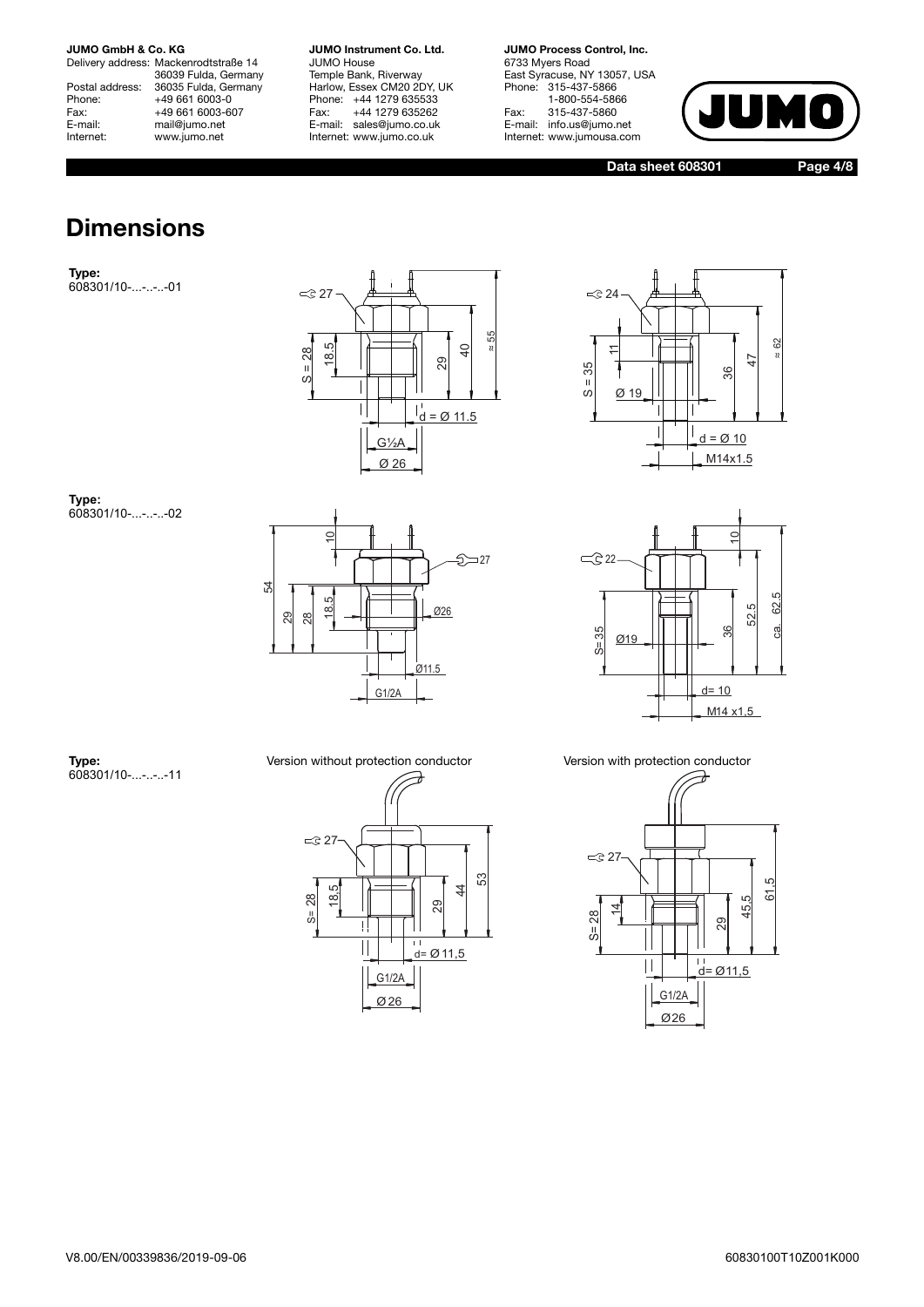# Dimensions

**Type:**
608301/10-...-..-..-01

**Type:**
608301/10-...-..-..-02

**Type:**
608301/10-...-..-..-11

Version without protection conductor

Version with protection conductor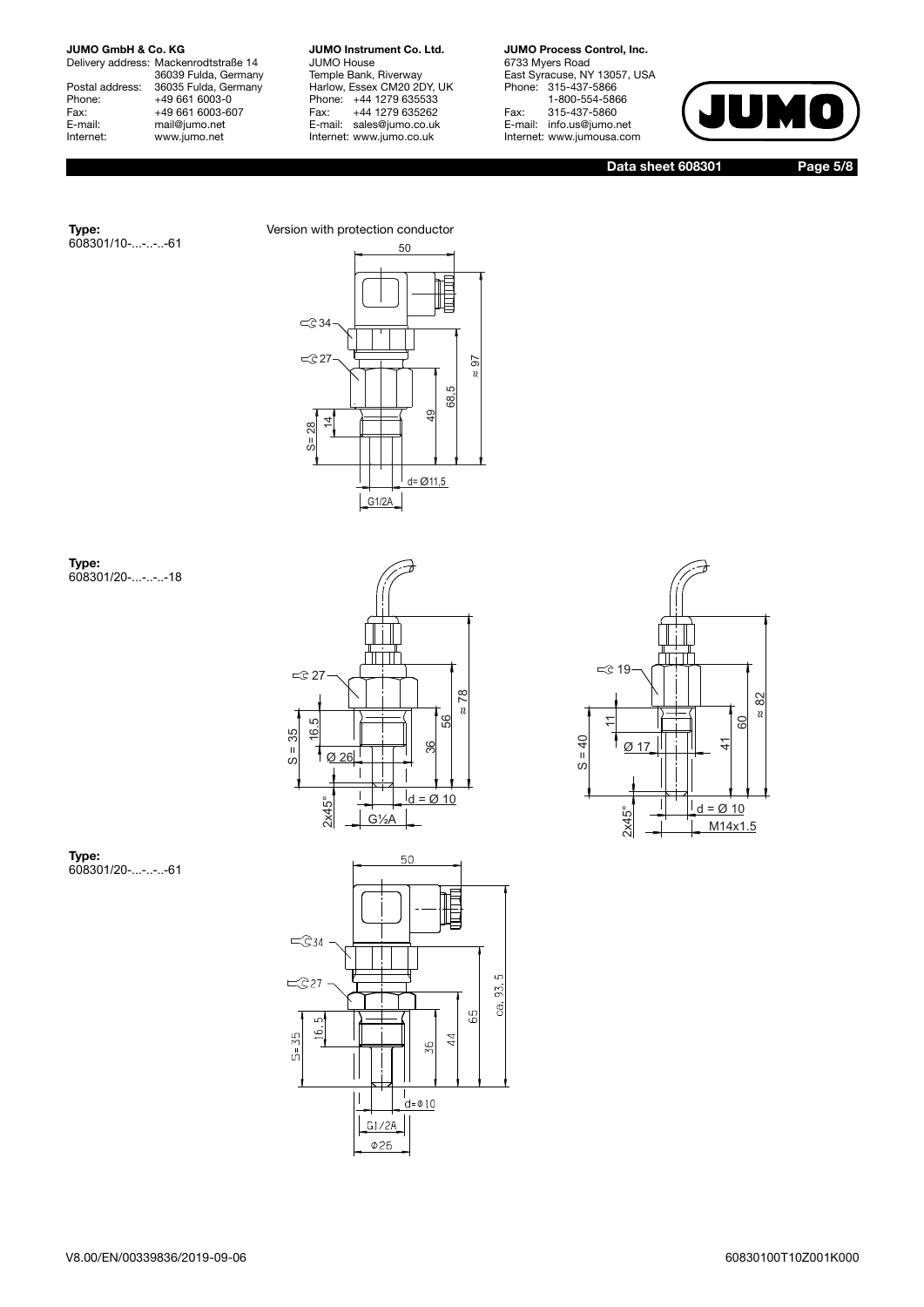**Type:**
608301/10-...-..-..-61

Version with protection conductor

**Type:**
608301/20-...-..-..-18

**Type:**
608301/20-...-..-..-61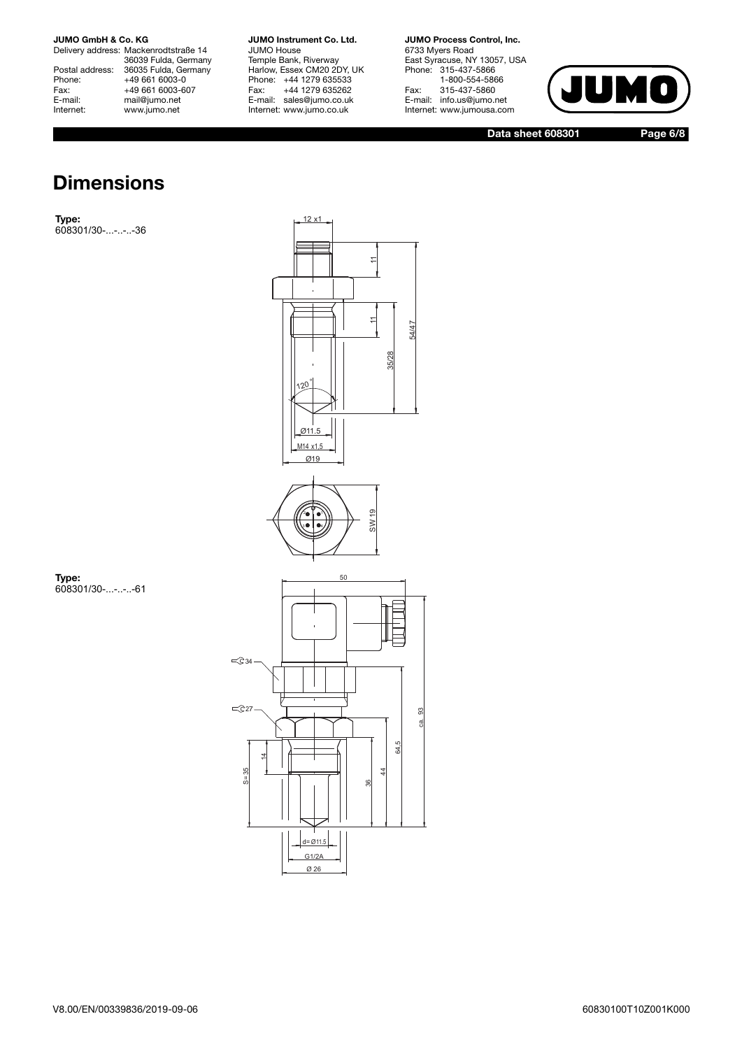# Dimensions

**Type:**
608301/30-...-..-..-36

12 x1

11

11

54/47

35/28

120 °

Ø11.5

M14 x1.5

Ø19

SW 19

**Type:**
608301/30-...-..-..-61

50

34

27

14

S= 35

36

44

64.5

ca. 93

d= Ø11.5

G1/2A

Ø 26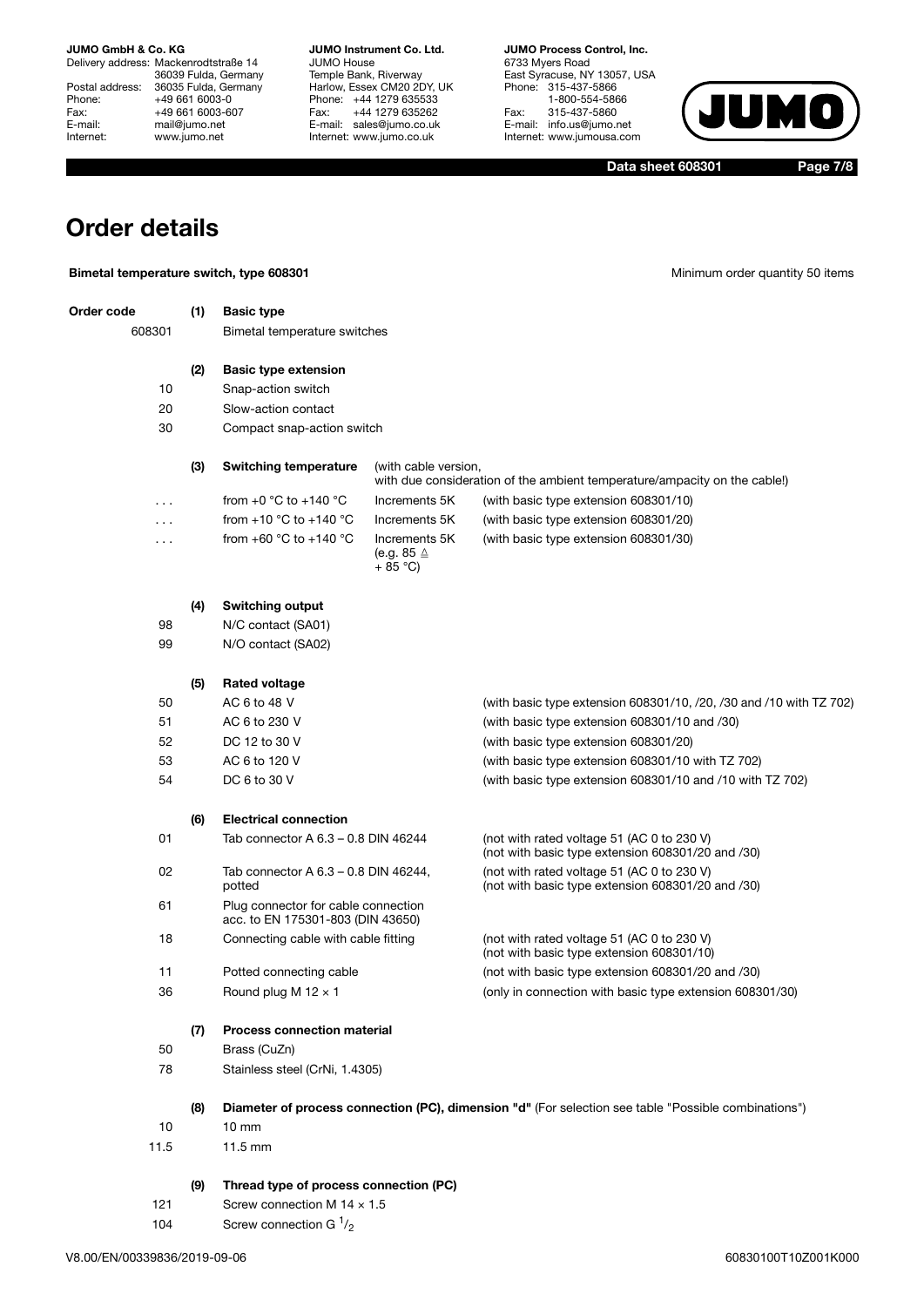# Order details

**Bimetal temperature switch, type 608301** Minimum order quantity 50 items

| Order code | | | | |
|---|---|---|---|---|
| | **(1)** | **Basic type** | | |
| 608301 | | Bimetal temperature switches | | |
| | **(2)** | **Basic type extension** | | |
| 10 | | Snap-action switch | | |
| 20 | | Slow-action contact | | |
| 30 | | Compact snap-action switch | | |
| | **(3)** | **Switching temperature** | (with cable version, with due consideration of the ambient temperature/ampacity on the cable!) | |
| ... | | from +0 °C to +140 °C | Increments 5K | (with basic type extension 608301/10) |
| ... | | from +10 °C to +140 °C | Increments 5K | (with basic type extension 608301/20) |
| ... | | from +60 °C to +140 °C | Increments 5K (e.g. 85 ≙ + 85 °C) | (with basic type extension 608301/30) |
| | **(4)** | **Switching output** | | |
| 98 | | N/C contact (SA01) | | |
| 99 | | N/O contact (SA02) | | |
| | **(5)** | **Rated voltage** | | |
| 50 | | AC 6 to 48 V | | (with basic type extension 608301/10, /20, /30 and /10 with TZ 702) |
| 51 | | AC 6 to 230 V | | (with basic type extension 608301/10 and /30) |
| 52 | | DC 12 to 30 V | | (with basic type extension 608301/20) |
| 53 | | AC 6 to 120 V | | (with basic type extension 608301/10 with TZ 702) |
| 54 | | DC 6 to 30 V | | (with basic type extension 608301/10 and /10 with TZ 702) |
| | **(6)** | **Electrical connection** | | |
| 01 | | Tab connector A 6.3 – 0.8 DIN 46244 | | (not with rated voltage 51 (AC 0 to 230 V) (not with basic type extension 608301/20 and /30) |
| 02 | | Tab connector A 6.3 – 0.8 DIN 46244, potted | | (not with rated voltage 51 (AC 0 to 230 V) (not with basic type extension 608301/20 and /30) |
| 61 | | Plug connector for cable connection acc. to EN 175301-803 (DIN 43650) | | |
| 18 | | Connecting cable with cable fitting | | (not with rated voltage 51 (AC 0 to 230 V) (not with basic type extension 608301/10) |
| 11 | | Potted connecting cable | | (not with basic type extension 608301/20 and /30) |
| 36 | | Round plug M 12 × 1 | | (only in connection with basic type extension 608301/30) |
| | **(7)** | **Process connection material** | | |
| 50 | | Brass (CuZn) | | |
| 78 | | Stainless steel (CrNi, 1.4305) | | |
| | **(8)** | **Diameter of process connection (PC), dimension "d"** (For selection see table "Possible combinations") | | |
| 10 | | 10 mm | | |
| 11.5 | | 11.5 mm | | |
| | **(9)** | **Thread type of process connection (PC)** | | |
| 121 | | Screw connection M 14 × 1.5 | | |
| 104 | | Screw connection G $^1/_2$ | | |

V8.00/EN/00339836/2019-09-06 60830100T10Z001K000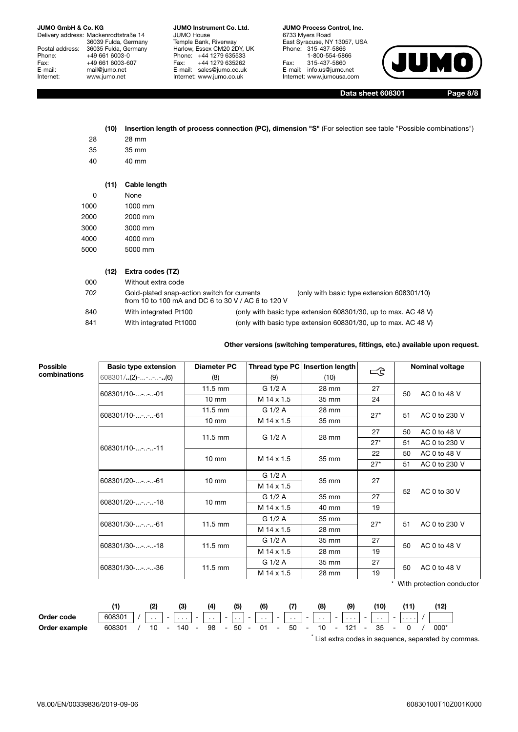**(10) Insertion length of process connection (PC), dimension "S"** (For selection see table "Possible combinations")

| | |
|---|---|
| 28 | 28 mm |
| 35 | 35 mm |
| 40 | 40 mm |

**(11) Cable length**

| | |
|---|---|
| 0 | None |
| 1000 | 1000 mm |
| 2000 | 2000 mm |
| 3000 | 3000 mm |
| 4000 | 4000 mm |
| 5000 | 5000 mm |

**(12) Extra codes (TZ)**

| | | |
|---|---|---|
| 000 | Without extra code | |
| 702 | Gold-plated snap-action switch for currents from 10 to 100 mA and DC 6 to 30 V / AC 6 to 120 V | (only with basic type extension 608301/10) |
| 840 | With integrated Pt100 | (only with basic type extension 608301/30, up to max. AC 48 V) |
| 841 | With integrated Pt1000 | (only with basic type extension 608301/30, up to max. AC 48 V) |

**Other versions (switching temperatures, fittings, etc.) available upon request.**

**Possible combinations**

| Basic type extension 608301/..(2)-...-..-..-..(6) | Diameter PC (8) | Thread type PC (9) | Insertion length (10) | Wrench size | Nominal voltage | |
|---|---|---|---|---|---|---|
| 608301/10-...-..-..-01 | 11.5 mm | G 1/2 A | 28 mm | 27 | 50 | AC 0 to 48 V |
| | 10 mm | M 14 x 1.5 | 35 mm | 24 | | |
| 608301/10-...-..-..-61 | 11.5 mm | G 1/2 A | 28 mm | 27* | 51 | AC 0 to 230 V |
| | 10 mm | M 14 x 1.5 | 35 mm | | | |
| 608301/10-...-..-..-11 | 11.5 mm | G 1/2 A | 28 mm | 27 | 50 | AC 0 to 48 V |
| | | | | 27* | 51 | AC 0 to 230 V |
| | 10 mm | M 14 x 1.5 | 35 mm | 22 | 50 | AC 0 to 48 V |
| | | | | 27* | 51 | AC 0 to 230 V |
| 608301/20-...-..-..-61 | 10 mm | G 1/2 A | 35 mm | 27 | 52 | AC 0 to 30 V |
| | | M 14 x 1.5 | | | | |
| 608301/20-...-..-..-18 | 10 mm | G 1/2 A | 35 mm | 27 | | |
| | | M 14 x 1.5 | 40 mm | 19 | | |
| 608301/30-...-..-..-61 | 11.5 mm | G 1/2 A | 35 mm | 27* | 51 | AC 0 to 230 V |
| | | M 14 x 1.5 | 28 mm | | | |
| 608301/30-...-..-..-18 | 11.5 mm | G 1/2 A | 35 mm | 27 | 50 | AC 0 to 48 V |
| | | M 14 x 1.5 | 28 mm | 19 | | |
| 608301/30-...-..-..-36 | 11.5 mm | G 1/2 A | 35 mm | 27 | 50 | AC 0 to 48 V |
| | | M 14 x 1.5 | 28 mm | 19 | | |

\* With protection conductor

| | (1) | | (2) | | (3) | | (4) | | (5) | | (6) | | (7) | | (8) | | (9) | | (10) | | (11) | | (12) |
|---|---|---|---|---|---|---|---|---|---|---|---|---|---|---|---|---|---|---|---|---|---|---|---|
| **Order code** | 608301 | / | .. | - | ... | - | .. | - | .. | - | .. | - | .. | - | .. | - | ... | - | .. | - | .... | / | |
| **Order example** | 608301 | / | 10 | - | 140 | - | 98 | - | 50 | - | 01 | - | 50 | - | 10 | - | 121 | - | 35 | - | 0 | / | 000* |

\* List extra codes in sequence, separated by commas.

V8.00/EN/00339836/2019-09-06 60830100T10Z001K000